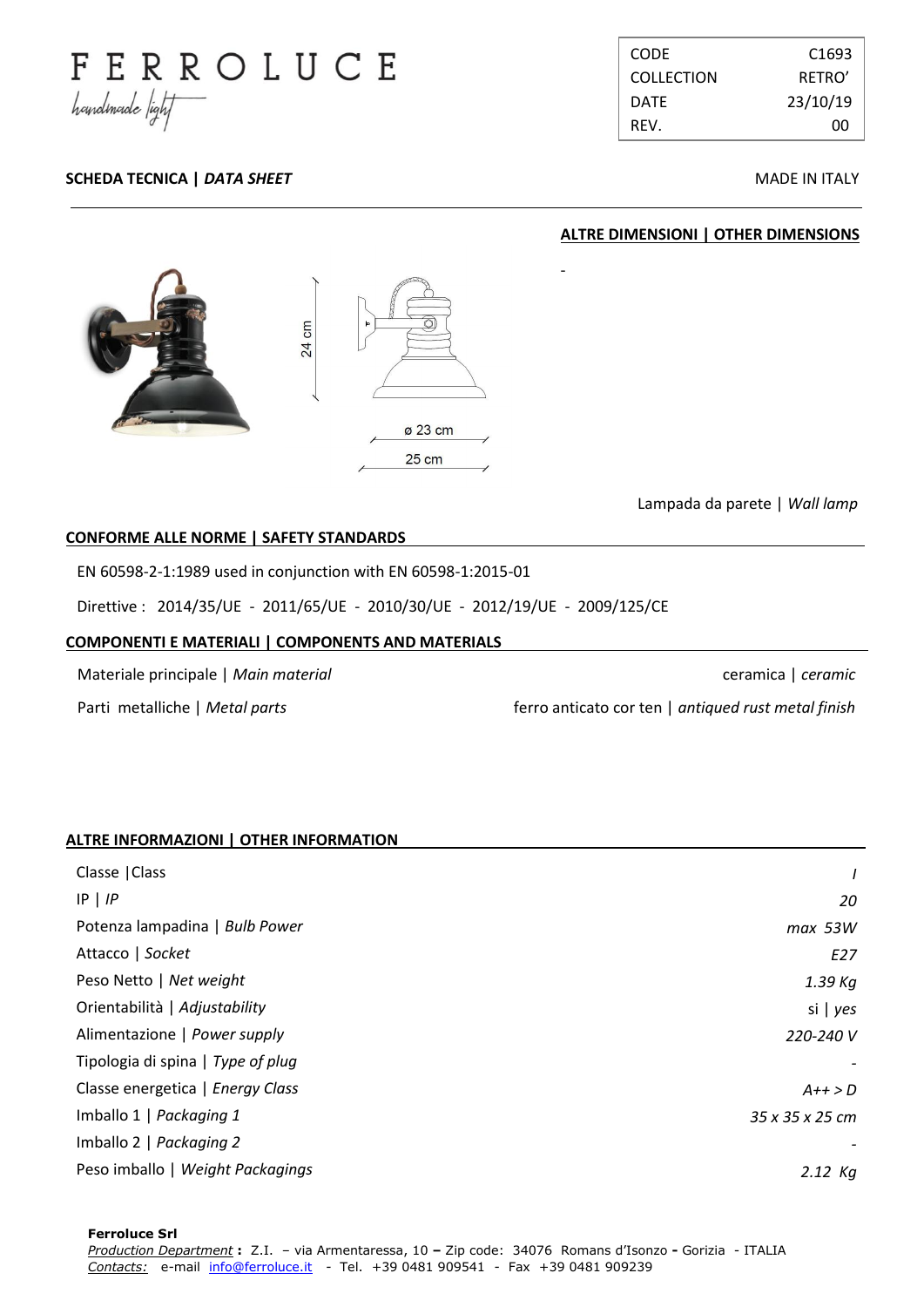FERROLUCE

handmade light

| CODE | C1693 |
| --- | --- |
| COLLECTION | RETRO' |
| DATE | 23/10/19 |
| REV. | 00 |

**SCHEDA TECNICA | *DATA SHEET***

MADE IN ITALY

**ALTRE DIMENSIONI | OTHER DIMENSIONS**

-

24 cm

ø 23 cm

25 cm

Lampada da parete | *Wall lamp*

## CONFORME ALLE NORME | SAFETY STANDARDS

EN 60598-2-1:1989 used in conjunction with EN 60598-1:2015-01

Direttive : 2014/35/UE - 2011/65/UE - 2010/30/UE - 2012/19/UE - 2009/125/CE

## COMPONENTI E MATERIALI | COMPONENTS AND MATERIALS

| | |
| --- | --- |
| Materiale principale \| *Main material* | ceramica \| *ceramic* |
| Parti metalliche \| *Metal parts* | ferro anticato cor ten \| *antiqued rust metal finish* |

## ALTRE INFORMAZIONI | OTHER INFORMATION

| | |
| --- | --- |
| Classe \|Class | *I* |
| IP \| *IP* | *20* |
| Potenza lampadina \| *Bulb Power* | *max 53W* |
| Attacco \| *Socket* | *E27* |
| Peso Netto \| *Net weight* | *1.39 Kg* |
| Orientabilità \| *Adjustability* | si \| *yes* |
| Alimentazione \| *Power supply* | *220-240 V* |
| Tipologia di spina \| *Type of plug* | - |
| Classe energetica \| *Energy Class* | *A++ > D* |
| Imballo 1 \| *Packaging 1* | *35 x 35 x 25 cm* |
| Imballo 2 \| *Packaging 2* | - |
| Peso imballo \| *Weight Packagings* | *2.12 Kg* |

**Ferroluce Srl**
*Production Department* **:** Z.I. – via Armentaressa, 10 **–** Zip code: 34076 Romans d'Isonzo **-** Gorizia - ITALIA
*Contacts:* e-mail info@ferroluce.it - Tel. +39 0481 909541 - Fax +39 0481 909239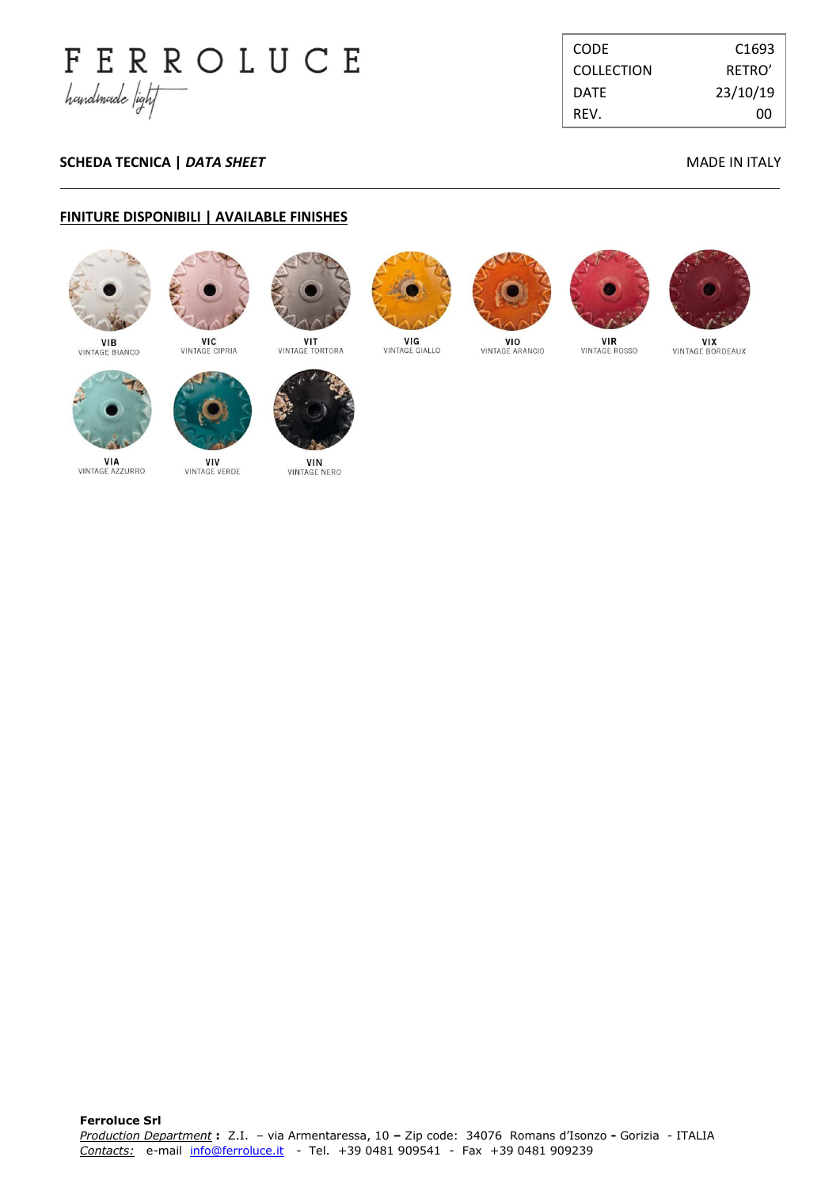FERROLUCE
handmade light

| | |
|---|---|
| CODE | C1693 |
| COLLECTION | RETRO' |
| DATE | 23/10/19 |
| REV. | 00 |

**SCHEDA TECNICA | *DATA SHEET***

MADE IN ITALY

**FINITURE DISPONIBILI | AVAILABLE FINISHES**

VIB
VINTAGE BIANCO

VIC
VINTAGE CIPRIA

VIT
VINTAGE TORTORA

VIG
VINTAGE GIALLO

VIO
VINTAGE ARANCIO

VIR
VINTAGE ROSSO

VIX
VINTAGE BORDEAUX

VIA
VINTAGE AZZURRO

VIV
VINTAGE VERDE

VIN
VINTAGE NERO

**Ferroluce Srl**
*Production Department* **:** Z.I. – via Armentaressa, 10 **–** Zip code: 34076 Romans d'Isonzo **-** Gorizia - ITALIA
*Contacts:* e-mail info@ferroluce.it - Tel. +39 0481 909541 - Fax +39 0481 909239